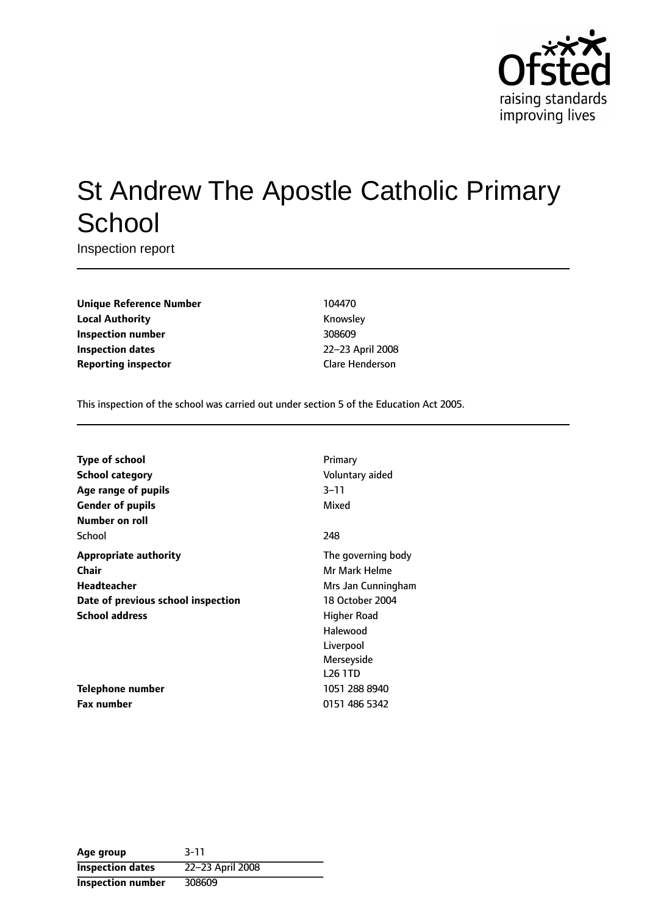Ofsted
raising standards
improving lives

# St Andrew The Apostle Catholic Primary School

Inspection report

| | |
|---|---|
| **Unique Reference Number** | 104470 |
| **Local Authority** | Knowsley |
| **Inspection number** | 308609 |
| **Inspection dates** | 22–23 April 2008 |
| **Reporting inspector** | Clare Henderson |

This inspection of the school was carried out under section 5 of the Education Act 2005.

| | |
|---|---|
| **Type of school** | Primary |
| **School category** | Voluntary aided |
| **Age range of pupils** | 3–11 |
| **Gender of pupils** | Mixed |
| **Number on roll** | |
| School | 248 |
| **Appropriate authority** | The governing body |
| **Chair** | Mr Mark Helme |
| **Headteacher** | Mrs Jan Cunningham |
| **Date of previous school inspection** | 18 October 2004 |
| **School address** | Higher Road<br>Halewood<br>Liverpool<br>Merseyside<br>L26 1TD |
| **Telephone number** | 1051 288 8940 |
| **Fax number** | 0151 486 5342 |

| | |
|---|---|
| **Age group** | 3-11 |
| **Inspection dates** | 22–23 April 2008 |
| **Inspection number** | 308609 |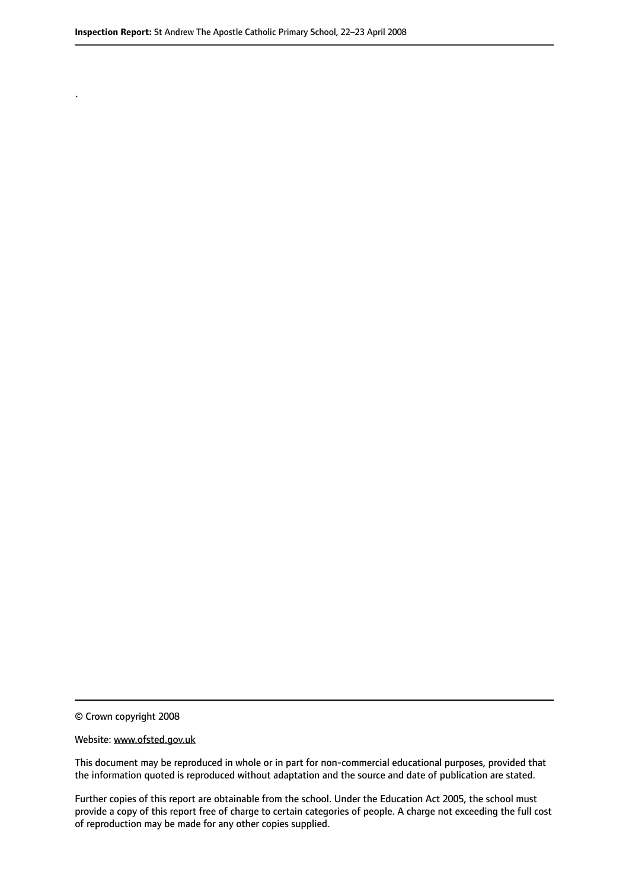.

© Crown copyright 2008

Website: www.ofsted.gov.uk

This document may be reproduced in whole or in part for non-commercial educational purposes, provided that the information quoted is reproduced without adaptation and the source and date of publication are stated.

Further copies of this report are obtainable from the school. Under the Education Act 2005, the school must provide a copy of this report free of charge to certain categories of people. A charge not exceeding the full cost of reproduction may be made for any other copies supplied.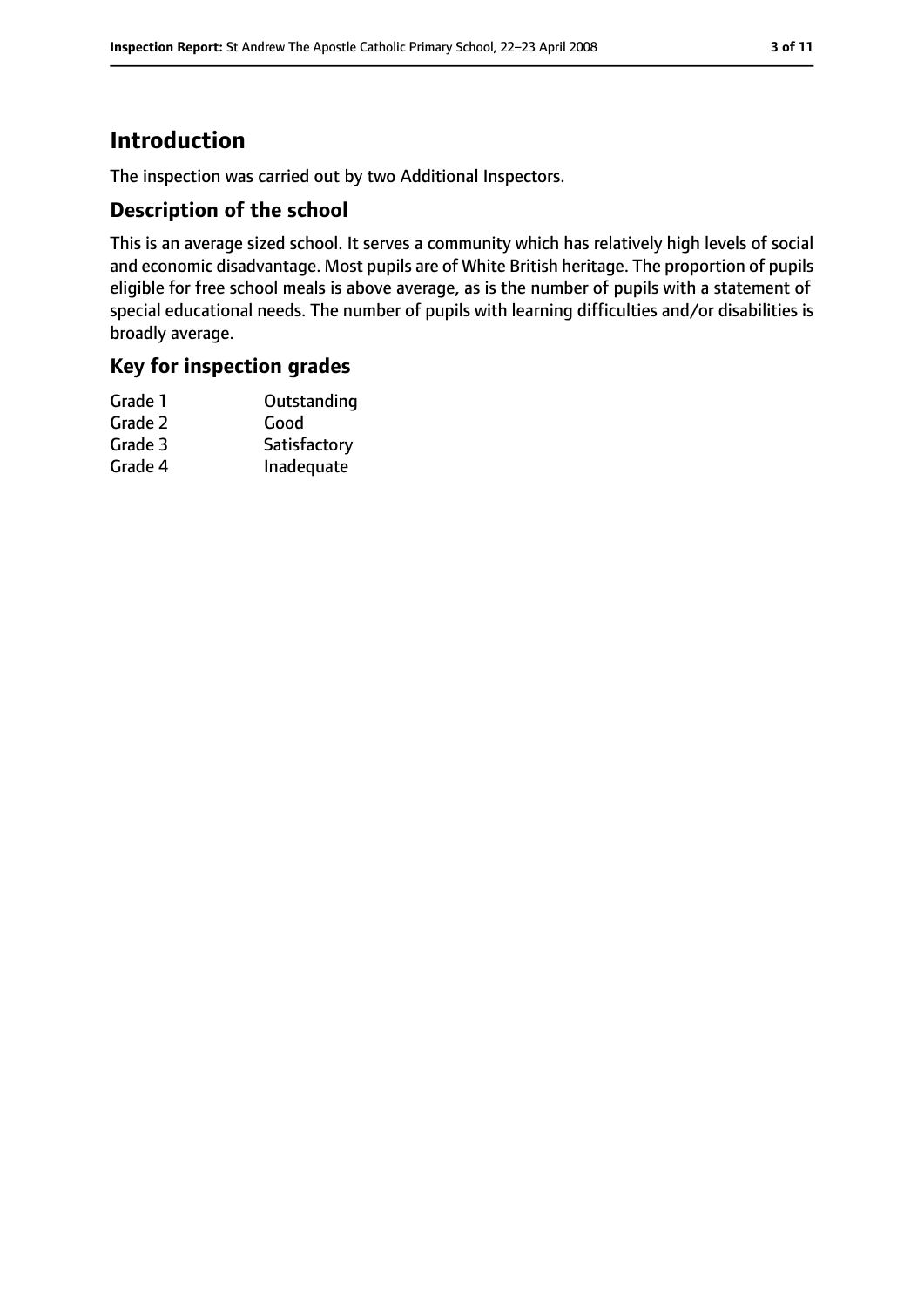## Introduction

The inspection was carried out by two Additional Inspectors.

### Description of the school

This is an average sized school. It serves a community which has relatively high levels of social and economic disadvantage. Most pupils are of White British heritage. The proportion of pupils eligible for free school meals is above average, as is the number of pupils with a statement of special educational needs. The number of pupils with learning difficulties and/or disabilities is broadly average.

### Key for inspection grades

| | |
|---|---|
| Grade 1 | Outstanding |
| Grade 2 | Good |
| Grade 3 | Satisfactory |
| Grade 4 | Inadequate |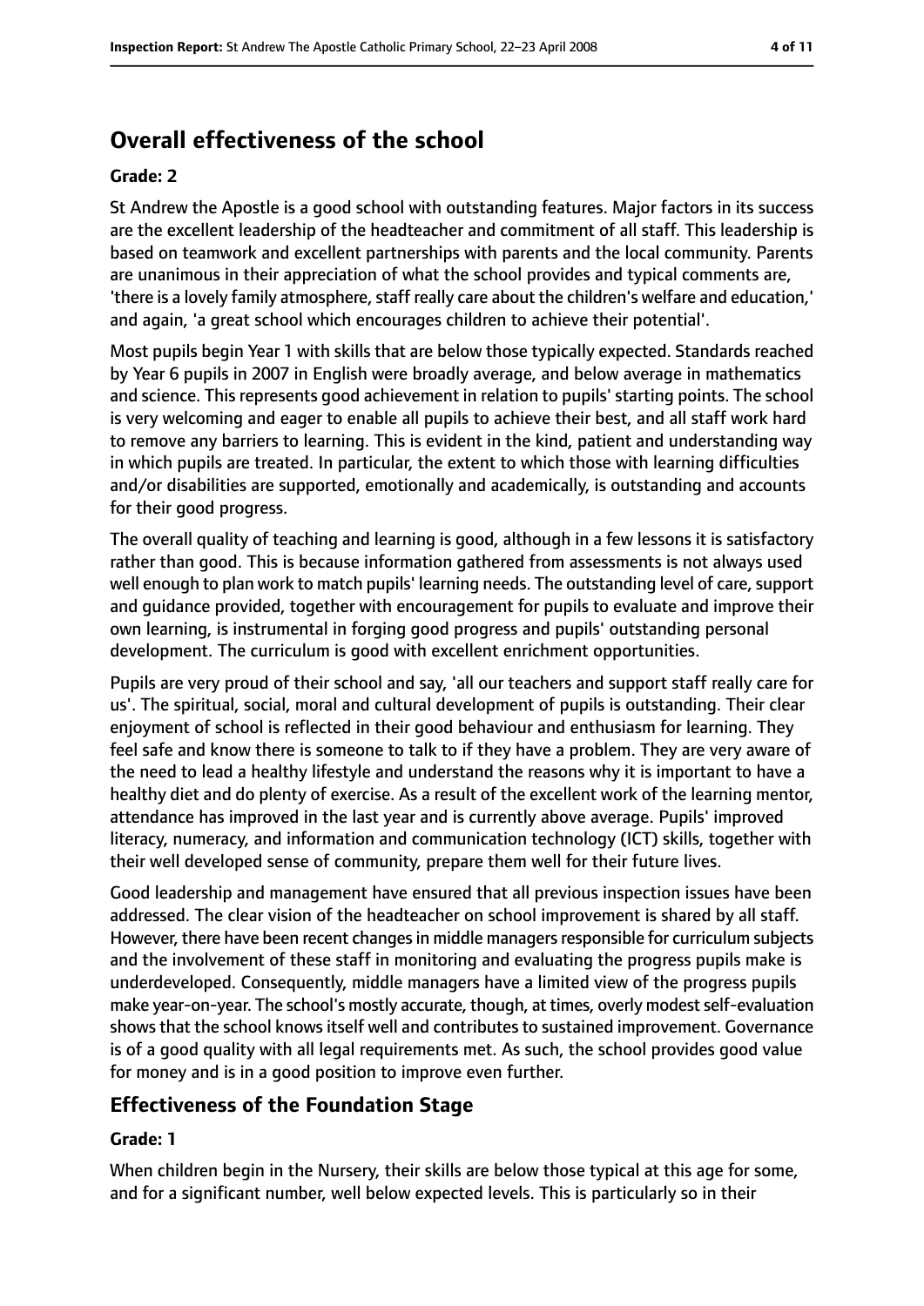## Overall effectiveness of the school

### Grade: 2

St Andrew the Apostle is a good school with outstanding features. Major factors in its success are the excellent leadership of the headteacher and commitment of all staff. This leadership is based on teamwork and excellent partnerships with parents and the local community. Parents are unanimous in their appreciation of what the school provides and typical comments are, 'there is a lovely family atmosphere, staff really care about the children's welfare and education,' and again, 'a great school which encourages children to achieve their potential'.

Most pupils begin Year 1 with skills that are below those typically expected. Standards reached by Year 6 pupils in 2007 in English were broadly average, and below average in mathematics and science. This represents good achievement in relation to pupils' starting points. The school is very welcoming and eager to enable all pupils to achieve their best, and all staff work hard to remove any barriers to learning. This is evident in the kind, patient and understanding way in which pupils are treated. In particular, the extent to which those with learning difficulties and/or disabilities are supported, emotionally and academically, is outstanding and accounts for their good progress.

The overall quality of teaching and learning is good, although in a few lessons it is satisfactory rather than good. This is because information gathered from assessments is not always used well enough to plan work to match pupils' learning needs. The outstanding level of care, support and guidance provided, together with encouragement for pupils to evaluate and improve their own learning, is instrumental in forging good progress and pupils' outstanding personal development. The curriculum is good with excellent enrichment opportunities.

Pupils are very proud of their school and say, 'all our teachers and support staff really care for us'. The spiritual, social, moral and cultural development of pupils is outstanding. Their clear enjoyment of school is reflected in their good behaviour and enthusiasm for learning. They feel safe and know there is someone to talk to if they have a problem. They are very aware of the need to lead a healthy lifestyle and understand the reasons why it is important to have a healthy diet and do plenty of exercise. As a result of the excellent work of the learning mentor, attendance has improved in the last year and is currently above average. Pupils' improved literacy, numeracy, and information and communication technology (ICT) skills, together with their well developed sense of community, prepare them well for their future lives.

Good leadership and management have ensured that all previous inspection issues have been addressed. The clear vision of the headteacher on school improvement is shared by all staff. However, there have been recent changes in middle managers responsible for curriculum subjects and the involvement of these staff in monitoring and evaluating the progress pupils make is underdeveloped. Consequently, middle managers have a limited view of the progress pupils make year-on-year. The school's mostly accurate, though, at times, overly modest self-evaluation shows that the school knows itself well and contributes to sustained improvement. Governance is of a good quality with all legal requirements met. As such, the school provides good value for money and is in a good position to improve even further.

## Effectiveness of the Foundation Stage

### Grade: 1

When children begin in the Nursery, their skills are below those typical at this age for some, and for a significant number, well below expected levels. This is particularly so in their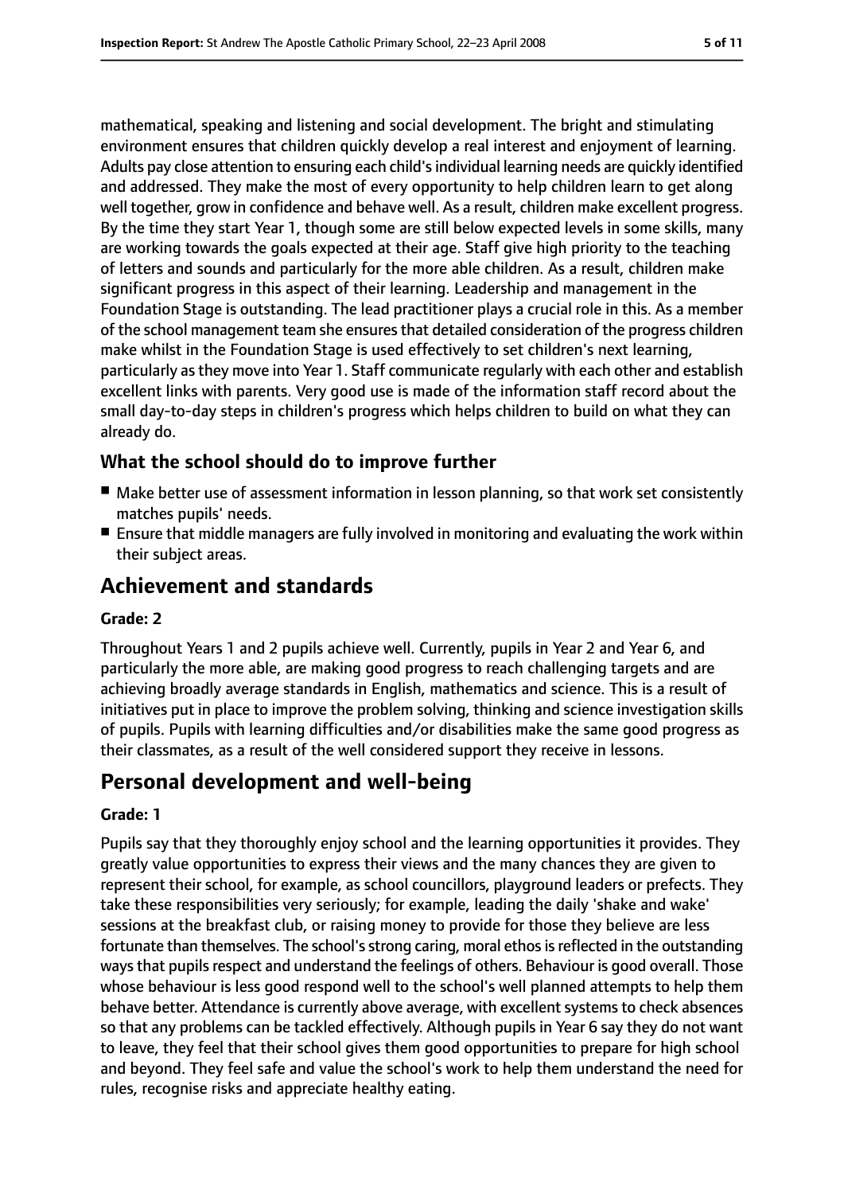mathematical, speaking and listening and social development. The bright and stimulating environment ensures that children quickly develop a real interest and enjoyment of learning. Adults pay close attention to ensuring each child's individual learning needs are quickly identified and addressed. They make the most of every opportunity to help children learn to get along well together, grow in confidence and behave well. As a result, children make excellent progress. By the time they start Year 1, though some are still below expected levels in some skills, many are working towards the goals expected at their age. Staff give high priority to the teaching of letters and sounds and particularly for the more able children. As a result, children make significant progress in this aspect of their learning. Leadership and management in the Foundation Stage is outstanding. The lead practitioner plays a crucial role in this. As a member of the school management team she ensures that detailed consideration of the progress children make whilst in the Foundation Stage is used effectively to set children's next learning, particularly as they move into Year 1. Staff communicate regularly with each other and establish excellent links with parents. Very good use is made of the information staff record about the small day-to-day steps in children's progress which helps children to build on what they can already do.

### What the school should do to improve further

- Make better use of assessment information in lesson planning, so that work set consistently matches pupils' needs.
- Ensure that middle managers are fully involved in monitoring and evaluating the work within their subject areas.

## Achievement and standards

#### Grade: 2

Throughout Years 1 and 2 pupils achieve well. Currently, pupils in Year 2 and Year 6, and particularly the more able, are making good progress to reach challenging targets and are achieving broadly average standards in English, mathematics and science. This is a result of initiatives put in place to improve the problem solving, thinking and science investigation skills of pupils. Pupils with learning difficulties and/or disabilities make the same good progress as their classmates, as a result of the well considered support they receive in lessons.

## Personal development and well-being

#### Grade: 1

Pupils say that they thoroughly enjoy school and the learning opportunities it provides. They greatly value opportunities to express their views and the many chances they are given to represent their school, for example, as school councillors, playground leaders or prefects. They take these responsibilities very seriously; for example, leading the daily 'shake and wake' sessions at the breakfast club, or raising money to provide for those they believe are less fortunate than themselves. The school's strong caring, moral ethos is reflected in the outstanding ways that pupils respect and understand the feelings of others. Behaviour is good overall. Those whose behaviour is less good respond well to the school's well planned attempts to help them behave better. Attendance is currently above average, with excellent systems to check absences so that any problems can be tackled effectively. Although pupils in Year 6 say they do not want to leave, they feel that their school gives them good opportunities to prepare for high school and beyond. They feel safe and value the school's work to help them understand the need for rules, recognise risks and appreciate healthy eating.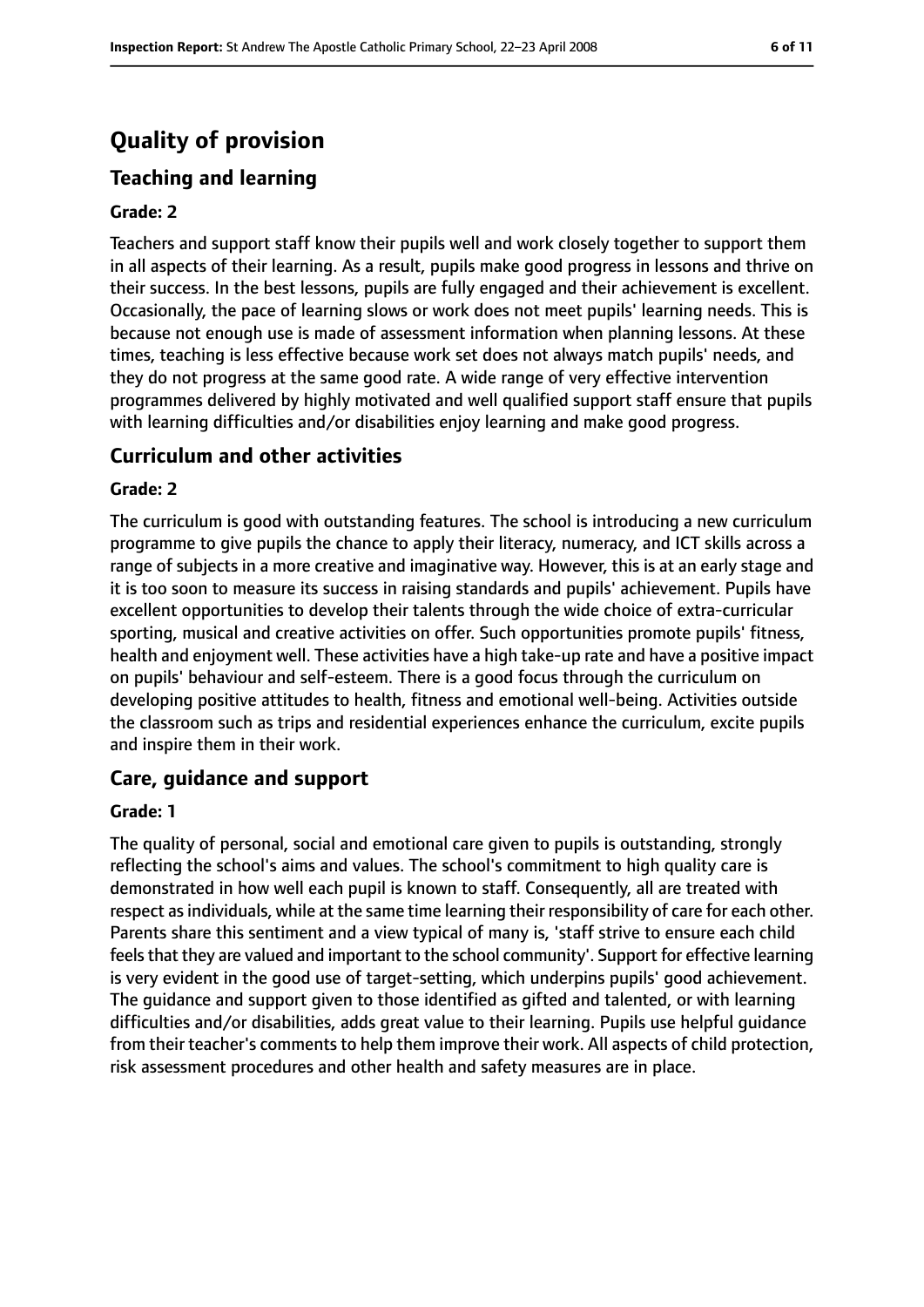# Quality of provision

## Teaching and learning

**Grade: 2**

Teachers and support staff know their pupils well and work closely together to support them in all aspects of their learning. As a result, pupils make good progress in lessons and thrive on their success. In the best lessons, pupils are fully engaged and their achievement is excellent. Occasionally, the pace of learning slows or work does not meet pupils' learning needs. This is because not enough use is made of assessment information when planning lessons. At these times, teaching is less effective because work set does not always match pupils' needs, and they do not progress at the same good rate. A wide range of very effective intervention programmes delivered by highly motivated and well qualified support staff ensure that pupils with learning difficulties and/or disabilities enjoy learning and make good progress.

## Curriculum and other activities

**Grade: 2**

The curriculum is good with outstanding features. The school is introducing a new curriculum programme to give pupils the chance to apply their literacy, numeracy, and ICT skills across a range of subjects in a more creative and imaginative way. However, this is at an early stage and it is too soon to measure its success in raising standards and pupils' achievement. Pupils have excellent opportunities to develop their talents through the wide choice of extra-curricular sporting, musical and creative activities on offer. Such opportunities promote pupils' fitness, health and enjoyment well. These activities have a high take-up rate and have a positive impact on pupils' behaviour and self-esteem. There is a good focus through the curriculum on developing positive attitudes to health, fitness and emotional well-being. Activities outside the classroom such as trips and residential experiences enhance the curriculum, excite pupils and inspire them in their work.

## Care, guidance and support

**Grade: 1**

The quality of personal, social and emotional care given to pupils is outstanding, strongly reflecting the school's aims and values. The school's commitment to high quality care is demonstrated in how well each pupil is known to staff. Consequently, all are treated with respect as individuals, while at the same time learning their responsibility of care for each other. Parents share this sentiment and a view typical of many is, 'staff strive to ensure each child feels that they are valued and important to the school community'. Support for effective learning is very evident in the good use of target-setting, which underpins pupils' good achievement. The guidance and support given to those identified as gifted and talented, or with learning difficulties and/or disabilities, adds great value to their learning. Pupils use helpful guidance from their teacher's comments to help them improve their work. All aspects of child protection, risk assessment procedures and other health and safety measures are in place.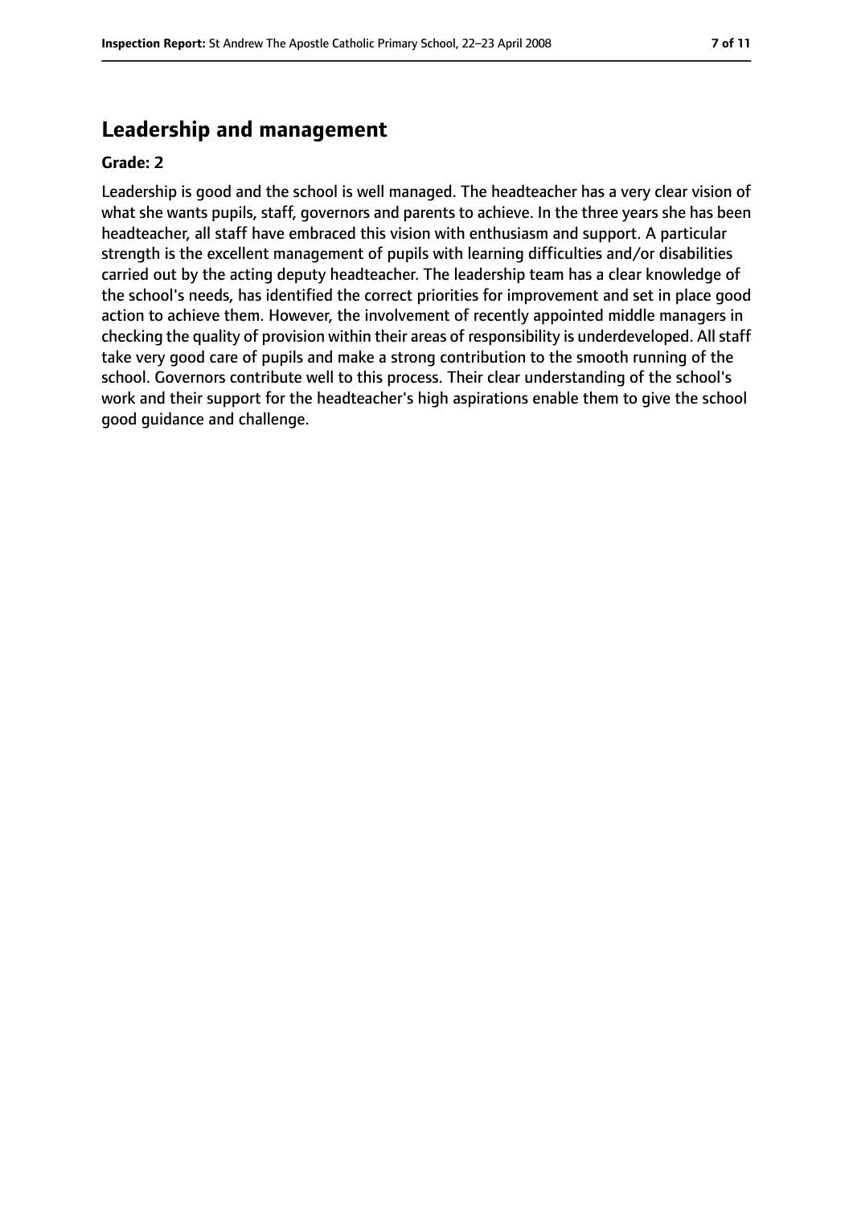## Leadership and management

**Grade: 2**

Leadership is good and the school is well managed. The headteacher has a very clear vision of what she wants pupils, staff, governors and parents to achieve. In the three years she has been headteacher, all staff have embraced this vision with enthusiasm and support. A particular strength is the excellent management of pupils with learning difficulties and/or disabilities carried out by the acting deputy headteacher. The leadership team has a clear knowledge of the school's needs, has identified the correct priorities for improvement and set in place good action to achieve them. However, the involvement of recently appointed middle managers in checking the quality of provision within their areas of responsibility is underdeveloped. All staff take very good care of pupils and make a strong contribution to the smooth running of the school. Governors contribute well to this process. Their clear understanding of the school's work and their support for the headteacher's high aspirations enable them to give the school good guidance and challenge.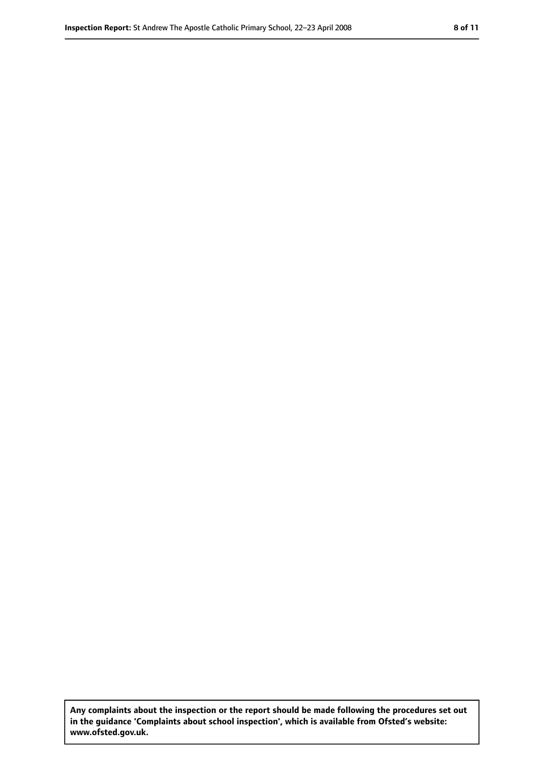**Any complaints about the inspection or the report should be made following the procedures set out in the guidance 'Complaints about school inspection', which is available from Ofsted's website: www.ofsted.gov.uk.**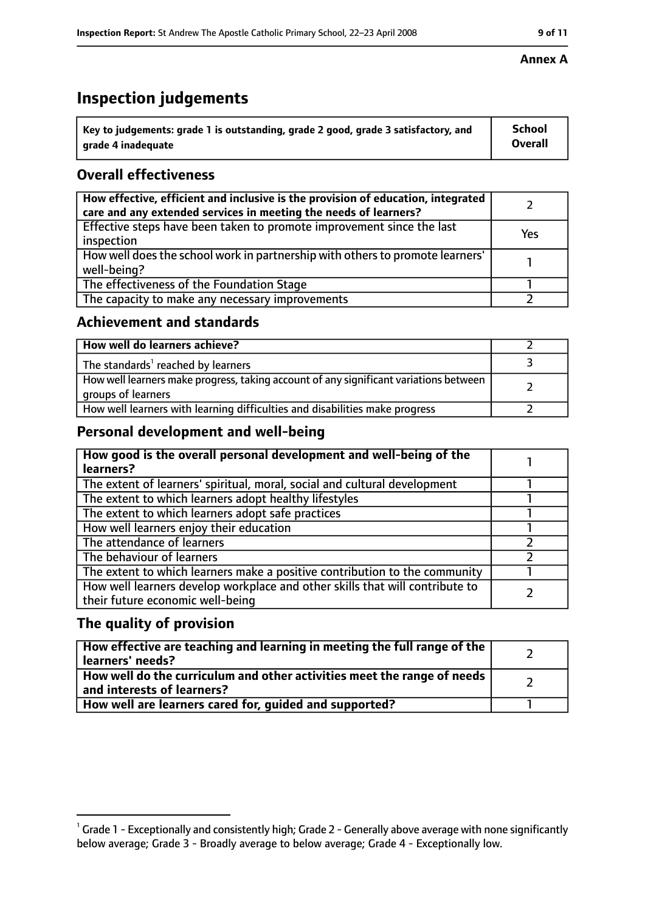**Annex A**

# Inspection judgements

| Key to judgements: grade 1 is outstanding, grade 2 good, grade 3 satisfactory, and grade 4 inadequate | School Overall |
|---|---|

## Overall effectiveness

| | |
|---|---|
| **How effective, efficient and inclusive is the provision of education, integrated care and any extended services in meeting the needs of learners?** | 2 |
| Effective steps have been taken to promote improvement since the last inspection | Yes |
| How well does the school work in partnership with others to promote learners' well-being? | 1 |
| The effectiveness of the Foundation Stage | 1 |
| The capacity to make any necessary improvements | 2 |

## Achievement and standards

| | |
|---|---|
| **How well do learners achieve?** | 2 |
| The standards[1] reached by learners | 3 |
| How well learners make progress, taking account of any significant variations between groups of learners | 2 |
| How well learners with learning difficulties and disabilities make progress | 2 |

## Personal development and well-being

| | |
|---|---|
| **How good is the overall personal development and well-being of the learners?** | 1 |
| The extent of learners' spiritual, moral, social and cultural development | 1 |
| The extent to which learners adopt healthy lifestyles | 1 |
| The extent to which learners adopt safe practices | 1 |
| How well learners enjoy their education | 1 |
| The attendance of learners | 2 |
| The behaviour of learners | 2 |
| The extent to which learners make a positive contribution to the community | 1 |
| How well learners develop workplace and other skills that will contribute to their future economic well-being | 2 |

## The quality of provision

| | |
|---|---|
| **How effective are teaching and learning in meeting the full range of the learners' needs?** | 2 |
| **How well do the curriculum and other activities meet the range of needs and interests of learners?** | 2 |
| **How well are learners cared for, guided and supported?** | 1 |

[1] Grade 1 - Exceptionally and consistently high; Grade 2 - Generally above average with none significantly below average; Grade 3 - Broadly average to below average; Grade 4 - Exceptionally low.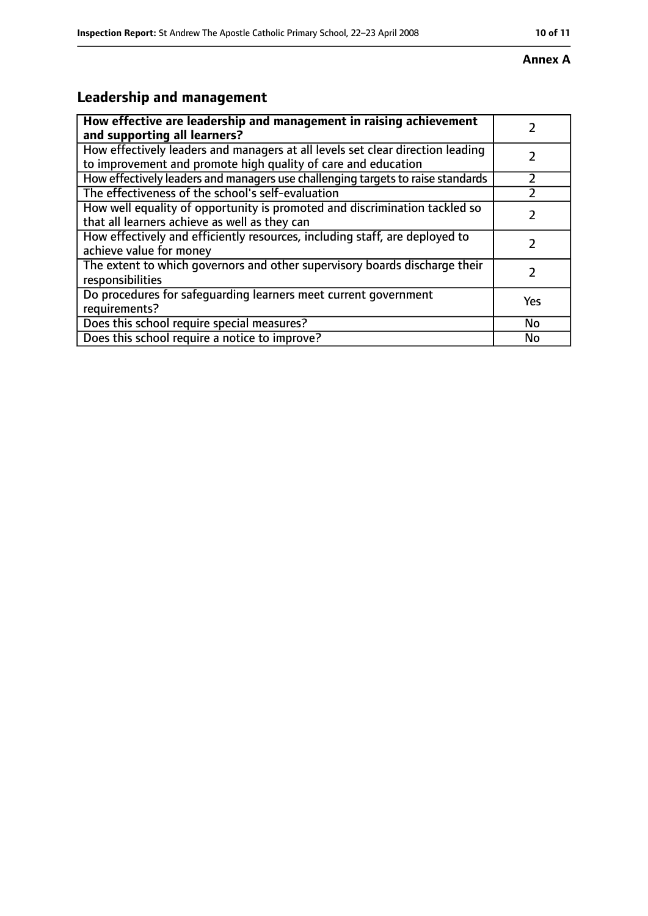**Annex A**

## Leadership and management

| How effective are leadership and management in raising achievement and supporting all learners? | 2 |
|---|---|
| How effectively leaders and managers at all levels set clear direction leading to improvement and promote high quality of care and education | 2 |
| How effectively leaders and managers use challenging targets to raise standards | 2 |
| The effectiveness of the school's self-evaluation | 2 |
| How well equality of opportunity is promoted and discrimination tackled so that all learners achieve as well as they can | 2 |
| How effectively and efficiently resources, including staff, are deployed to achieve value for money | 2 |
| The extent to which governors and other supervisory boards discharge their responsibilities | 2 |
| Do procedures for safeguarding learners meet current government requirements? | Yes |
| Does this school require special measures? | No |
| Does this school require a notice to improve? | No |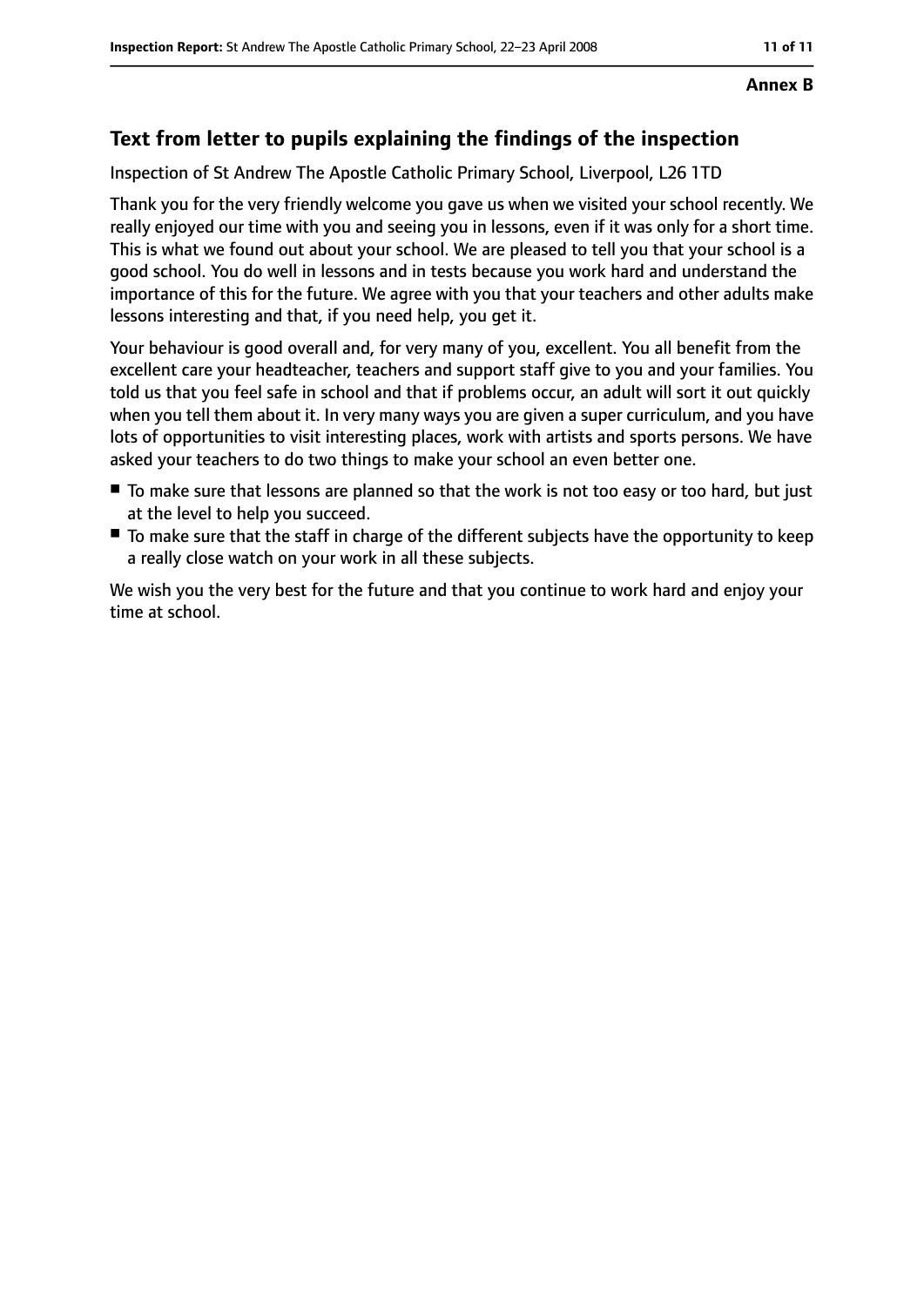**Annex B**

## Text from letter to pupils explaining the findings of the inspection

Inspection of St Andrew The Apostle Catholic Primary School, Liverpool, L26 1TD

Thank you for the very friendly welcome you gave us when we visited your school recently. We really enjoyed our time with you and seeing you in lessons, even if it was only for a short time. This is what we found out about your school. We are pleased to tell you that your school is a good school. You do well in lessons and in tests because you work hard and understand the importance of this for the future. We agree with you that your teachers and other adults make lessons interesting and that, if you need help, you get it.

Your behaviour is good overall and, for very many of you, excellent. You all benefit from the excellent care your headteacher, teachers and support staff give to you and your families. You told us that you feel safe in school and that if problems occur, an adult will sort it out quickly when you tell them about it. In very many ways you are given a super curriculum, and you have lots of opportunities to visit interesting places, work with artists and sports persons. We have asked your teachers to do two things to make your school an even better one.

- To make sure that lessons are planned so that the work is not too easy or too hard, but just at the level to help you succeed.
- To make sure that the staff in charge of the different subjects have the opportunity to keep a really close watch on your work in all these subjects.

We wish you the very best for the future and that you continue to work hard and enjoy your time at school.